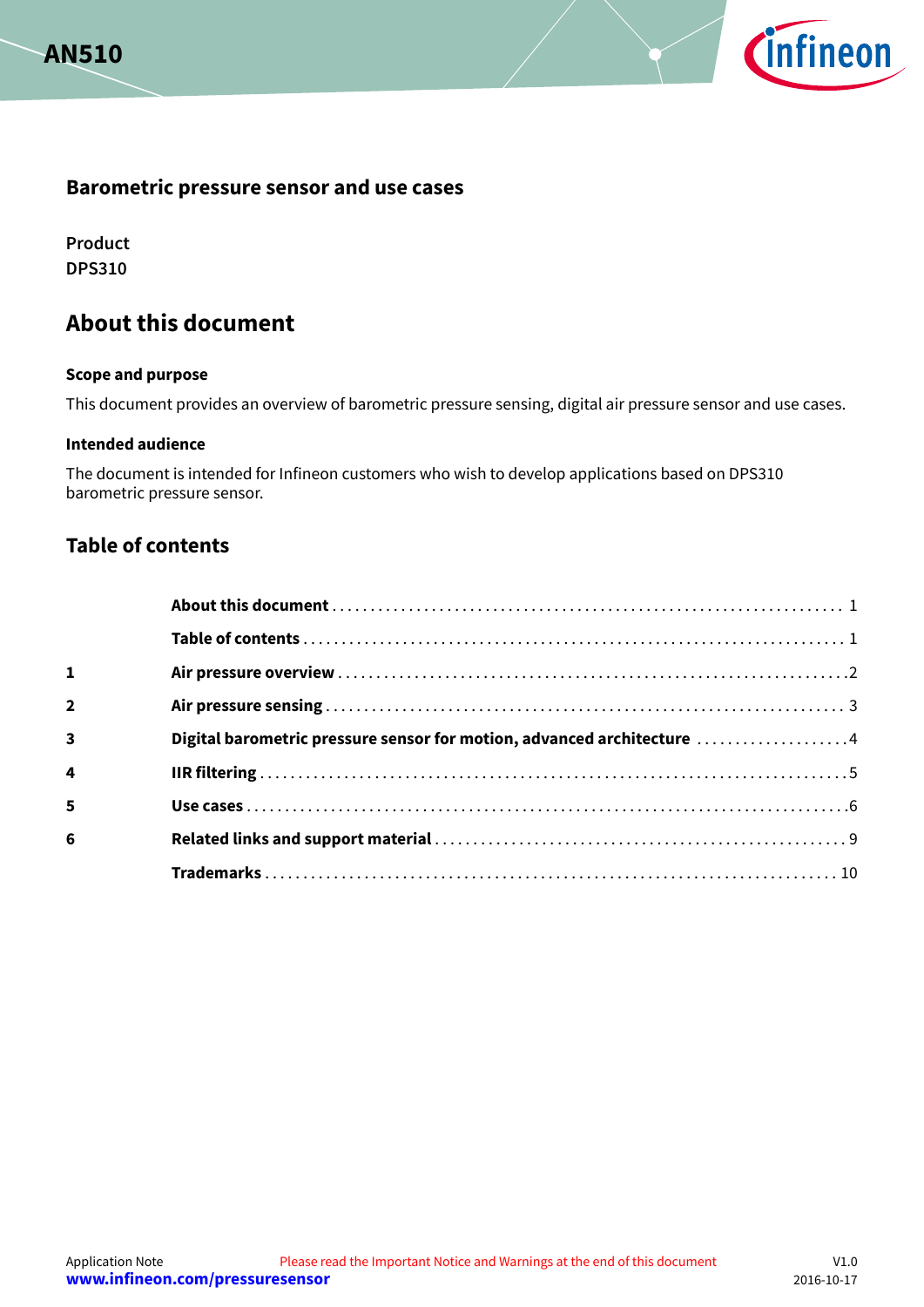# Barometric pressure sensor and use cases

**Product**
**DPS310**

## About this document

### Scope and purpose

This document provides an overview of barometric pressure sensing, digital air pressure sensor and use cases.

### Intended audience

The document is intended for Infineon customers who wish to develop applications based on DPS310 barometric pressure sensor.

## Table of contents

| | | |
|---|---|---|
| | **About this document** | 1 |
| | **Table of contents** | 1 |
| **1** | **Air pressure overview** | 2 |
| **2** | **Air pressure sensing** | 3 |
| **3** | **Digital barometric pressure sensor for motion, advanced architecture** | 4 |
| **4** | **IIR filtering** | 5 |
| **5** | **Use cases** | 6 |
| **6** | **Related links and support material** | 9 |
| | **Trademarks** | 10 |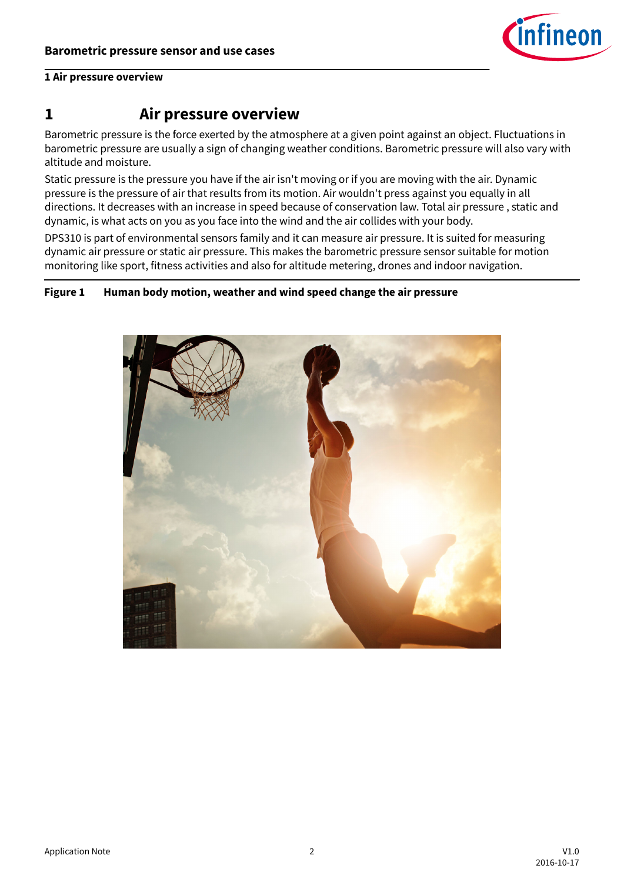# 1 Air pressure overview

Barometric pressure is the force exerted by the atmosphere at a given point against an object. Fluctuations in barometric pressure are usually a sign of changing weather conditions. Barometric pressure will also vary with altitude and moisture.

Static pressure is the pressure you have if the air isn't moving or if you are moving with the air. Dynamic pressure is the pressure of air that results from its motion. Air wouldn't press against you equally in all directions. It decreases with an increase in speed because of conservation law. Total air pressure , static and dynamic, is what acts on you as you face into the wind and the air collides with your body.

DPS310 is part of environmental sensors family and it can measure air pressure. It is suited for measuring dynamic air pressure or static air pressure. This makes the barometric pressure sensor suitable for motion monitoring like sport, fitness activities and also for altitude metering, drones and indoor navigation.

**Figure 1 Human body motion, weather and wind speed change the air pressure**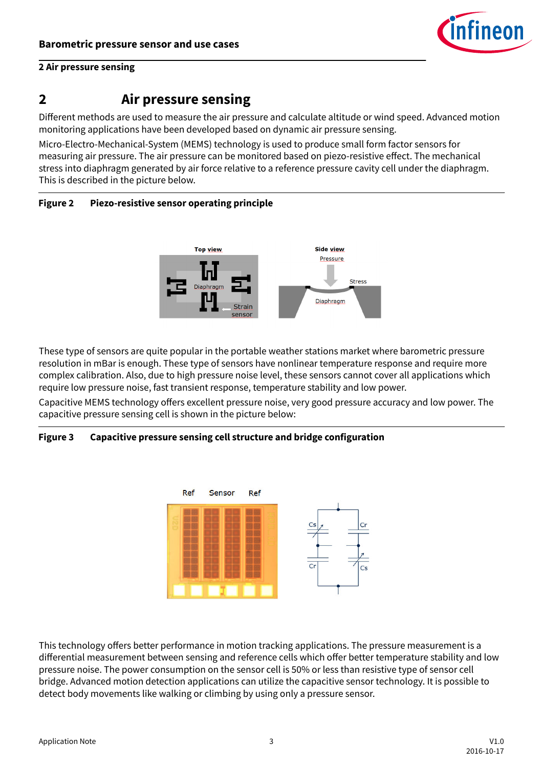# 2 Air pressure sensing

Different methods are used to measure the air pressure and calculate altitude or wind speed. Advanced motion monitoring applications have been developed based on dynamic air pressure sensing.

Micro-Electro-Mechanical-System (MEMS) technology is used to produce small form factor sensors for measuring air pressure. The air pressure can be monitored based on piezo-resistive effect. The mechanical stress into diaphragm generated by air force relative to a reference pressure cavity cell under the diaphragm. This is described in the picture below.

**Figure 2 Piezo-resistive sensor operating principle**

These type of sensors are quite popular in the portable weather stations market where barometric pressure resolution in mBar is enough. These type of sensors have nonlinear temperature response and require more complex calibration. Also, due to high pressure noise level, these sensors cannot cover all applications which require low pressure noise, fast transient response, temperature stability and low power.

Capacitive MEMS technology offers excellent pressure noise, very good pressure accuracy and low power. The capacitive pressure sensing cell is shown in the picture below:

**Figure 3 Capacitive pressure sensing cell structure and bridge configuration**

This technology offers better performance in motion tracking applications. The pressure measurement is a differential measurement between sensing and reference cells which offer better temperature stability and low pressure noise. The power consumption on the sensor cell is 50% or less than resistive type of sensor cell bridge. Advanced motion detection applications can utilize the capacitive sensor technology. It is possible to detect body movements like walking or climbing by using only a pressure sensor.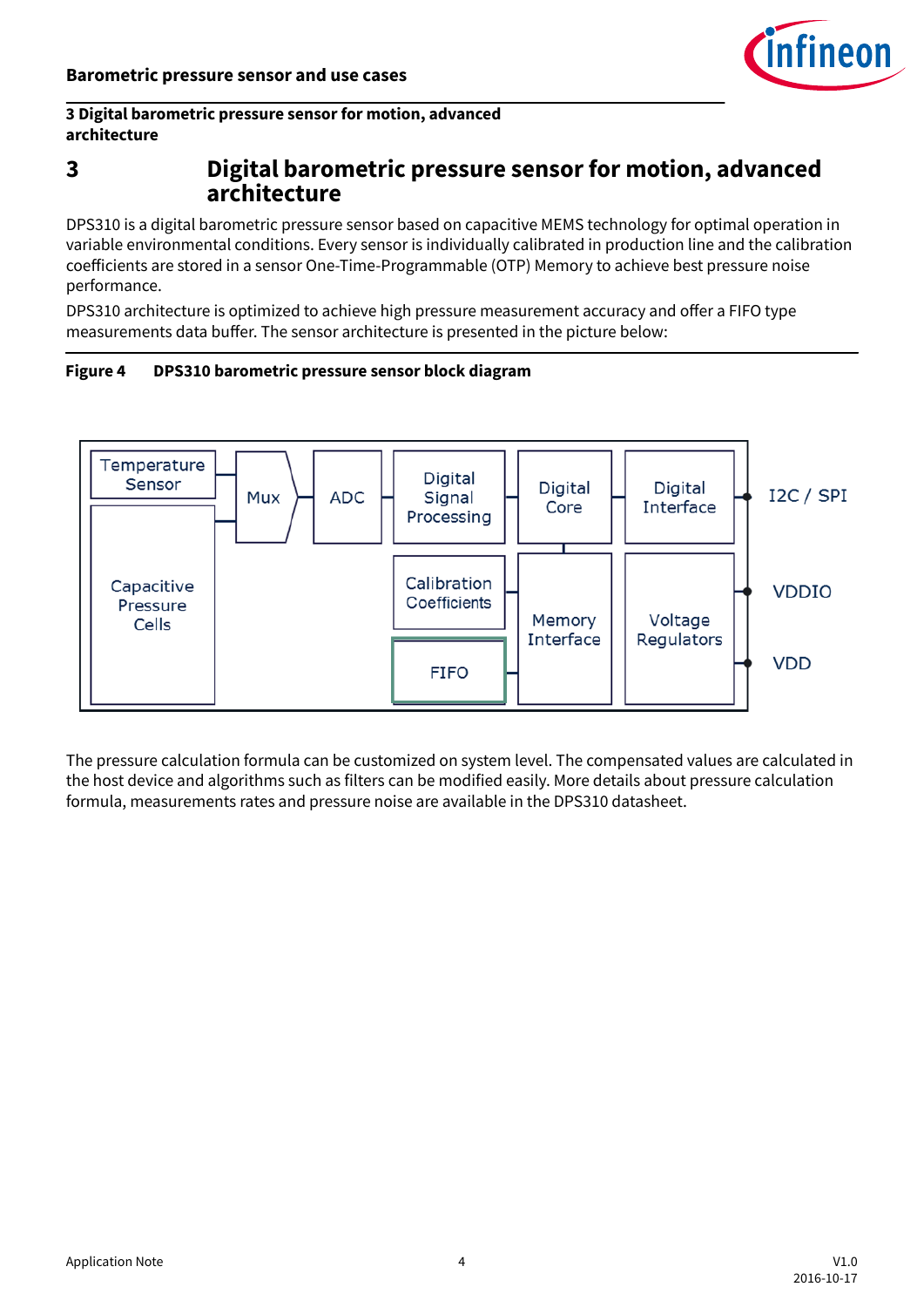# 3 Digital barometric pressure sensor for motion, advanced architecture

DPS310 is a digital barometric pressure sensor based on capacitive MEMS technology for optimal operation in variable environmental conditions. Every sensor is individually calibrated in production line and the calibration coefficients are stored in a sensor One-Time-Programmable (OTP) Memory to achieve best pressure noise performance.

DPS310 architecture is optimized to achieve high pressure measurement accuracy and offer a FIFO type measurements data buffer. The sensor architecture is presented in the picture below:

**Figure 4 DPS310 barometric pressure sensor block diagram**

Temperature Sensor | Capacitive Pressure Cells | Mux | ADC | Digital Signal Processing | Calibration Coefficients | FIFO | Digital Core | Memory Interface | Digital Interface | Voltage Regulators | I2C / SPI | VDDIO | VDD

The pressure calculation formula can be customized on system level. The compensated values are calculated in the host device and algorithms such as filters can be modified easily. More details about pressure calculation formula, measurements rates and pressure noise are available in the DPS310 datasheet.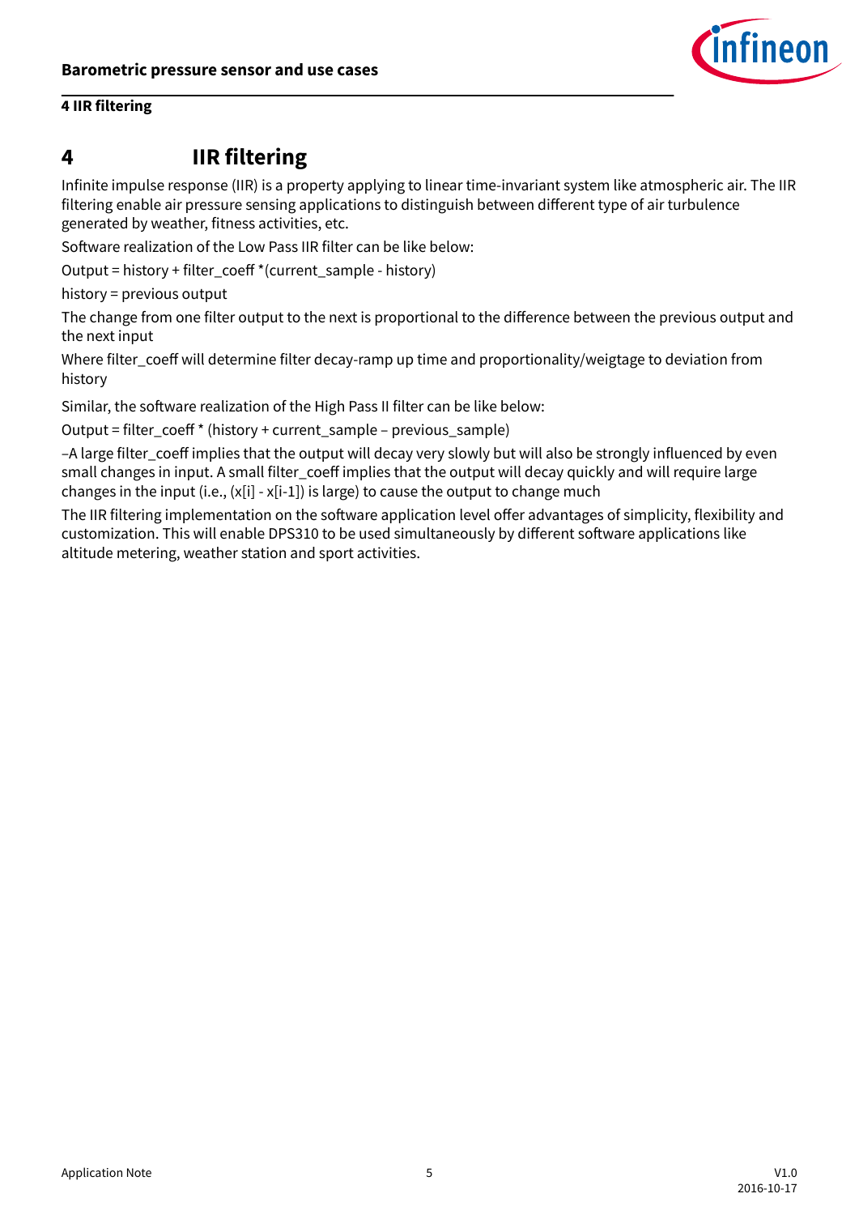# 4 IIR filtering

Infinite impulse response (IIR) is a property applying to linear time-invariant system like atmospheric air. The IIR filtering enable air pressure sensing applications to distinguish between different type of air turbulence generated by weather, fitness activities, etc.

Software realization of the Low Pass IIR filter can be like below:

Output = history + filter_coeff *(current_sample - history)

history = previous output

The change from one filter output to the next is proportional to the difference between the previous output and the next input

Where filter_coeff will determine filter decay-ramp up time and proportionality/weigtage to deviation from history

Similar, the software realization of the High Pass II filter can be like below:

Output = filter_coeff * (history + current_sample – previous_sample)

–A large filter_coeff implies that the output will decay very slowly but will also be strongly influenced by even small changes in input. A small filter_coeff implies that the output will decay quickly and will require large changes in the input (i.e., (x[i] - x[i-1]) is large) to cause the output to change much

The IIR filtering implementation on the software application level offer advantages of simplicity, flexibility and customization. This will enable DPS310 to be used simultaneously by different software applications like altitude metering, weather station and sport activities.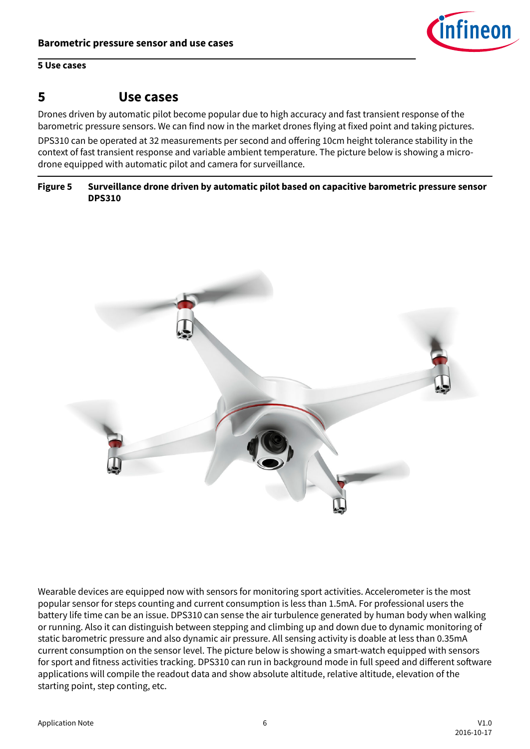# 5 Use cases

Drones driven by automatic pilot become popular due to high accuracy and fast transient response of the barometric pressure sensors. We can find now in the market drones flying at fixed point and taking pictures.

DPS310 can be operated at 32 measurements per second and offering 10cm height tolerance stability in the context of fast transient response and variable ambient temperature. The picture below is showing a micro-drone equipped with automatic pilot and camera for surveillance.

**Figure 5 Surveillance drone driven by automatic pilot based on capacitive barometric pressure sensor DPS310**

Wearable devices are equipped now with sensors for monitoring sport activities. Accelerometer is the most popular sensor for steps counting and current consumption is less than 1.5mA. For professional users the battery life time can be an issue. DPS310 can sense the air turbulence generated by human body when walking or running. Also it can distinguish between stepping and climbing up and down due to dynamic monitoring of static barometric pressure and also dynamic air pressure. All sensing activity is doable at less than 0.35mA current consumption on the sensor level. The picture below is showing a smart-watch equipped with sensors for sport and fitness activities tracking. DPS310 can run in background mode in full speed and different software applications will compile the readout data and show absolute altitude, relative altitude, elevation of the starting point, step conting, etc.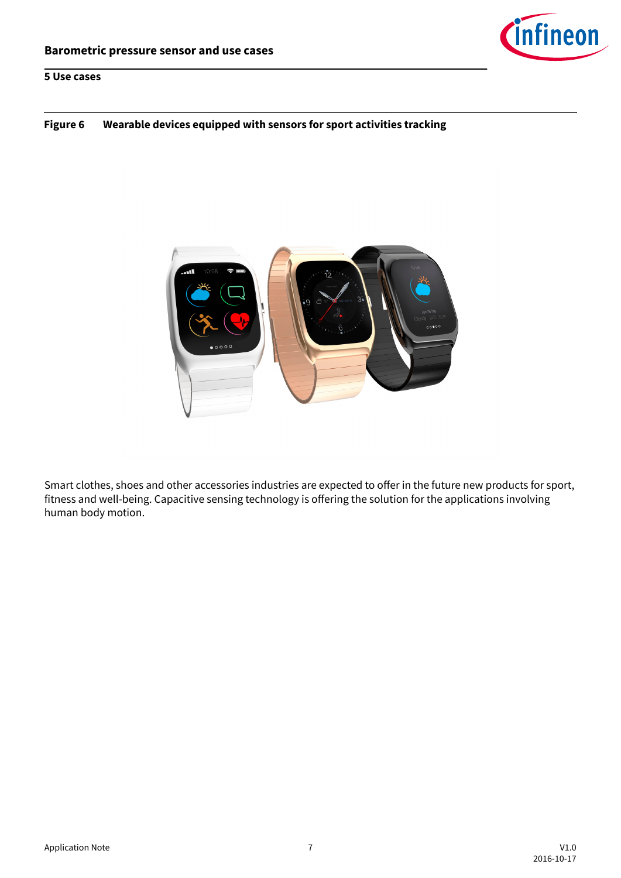Figure 6 Wearable devices equipped with sensors for sport activities tracking

Smart clothes, shoes and other accessories industries are expected to offer in the future new products for sport, fitness and well-being. Capacitive sensing technology is offering the solution for the applications involving human body motion.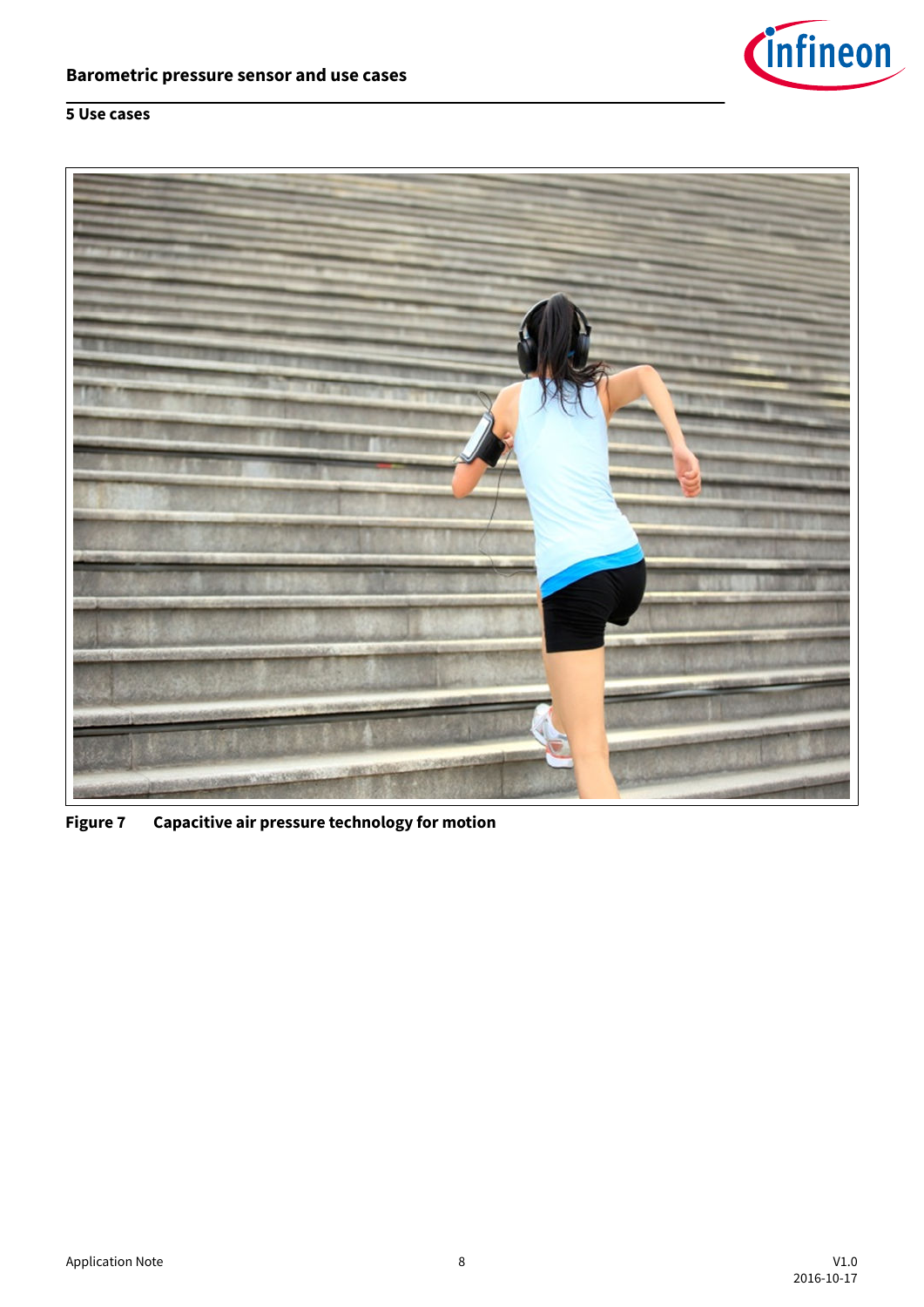Figure 7 Capacitive air pressure technology for motion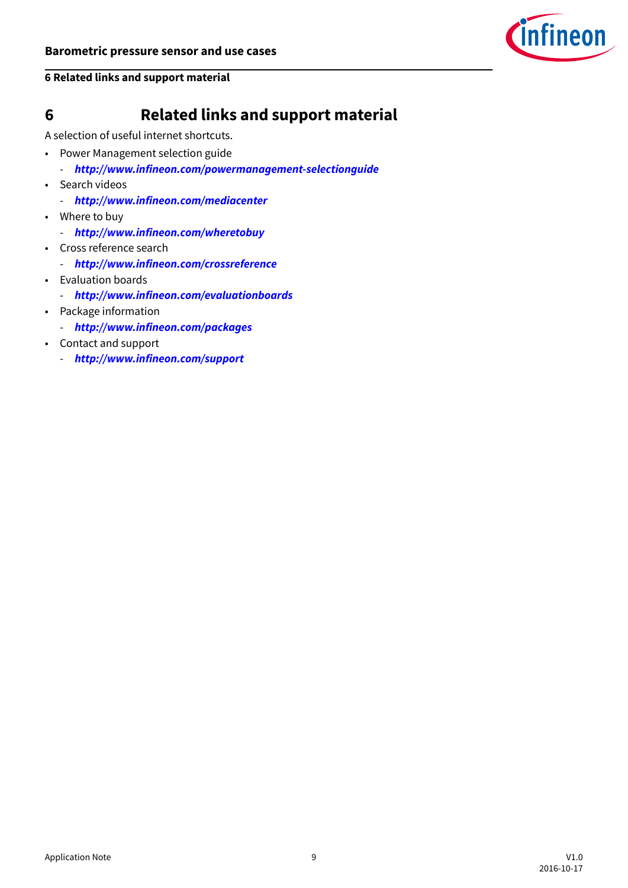# 6 Related links and support material

A selection of useful internet shortcuts.

- Power Management selection guide
  - ***http://www.infineon.com/powermanagement-selectionguide***
- Search videos
  - ***http://www.infineon.com/mediacenter***
- Where to buy
  - ***http://www.infineon.com/wheretobuy***
- Cross reference search
  - ***http://www.infineon.com/crossreference***
- Evaluation boards
  - ***http://www.infineon.com/evaluationboards***
- Package information
  - ***http://www.infineon.com/packages***
- Contact and support
  - ***http://www.infineon.com/support***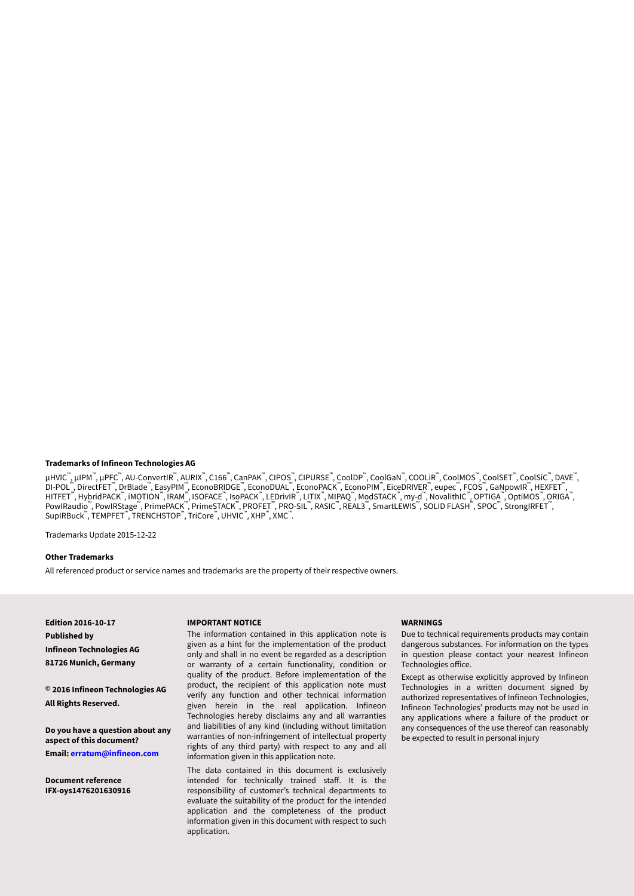**Trademarks of Infineon Technologies AG**

µHVIC™, µIPM™, µPFC™, AU-ConvertIR™, AURIX™, C166™, CanPAK™, CIPOS™, CIPURSE™, CoolDP™, CoolGaN™, COOLiR™, CoolMOS™, CoolSET™, CoolSiC™, DAVE™, DI-POL™, DirectFET™, DrBlade™, EasyPIM™, EconoBRIDGE™, EconoDUAL™, EconoPACK™, EconoPIM™, EiceDRIVER™, eupec™, FCOS™, GaNpowIR™, HEXFET™, HITFET™, HybridPACK™, iMOTION™, IRAM™, ISOFACE™, IsoPACK™, LEDrivIR™, LITIX™, MIPAQ™, ModSTACK™, my-d™, NovalithIC™, OPTIGA™, OptiMOS™, ORIGA™, PowIRaudio™, PowIRStage™, PrimePACK™, PrimeSTACK™, PROFET™, PRO-SIL™, RASIC™, REAL3™, SmartLEWIS™, SOLID FLASH™, SPOC™, StrongIRFET™, SupIRBuck™, TEMPFET™, TRENCHSTOP™, TriCore™, UHVIC™, XHP™, XMC™.

Trademarks Update 2015-12-22

**Other Trademarks**

All referenced product or service names and trademarks are the property of their respective owners.

**Edition 2016-10-17**
**Published by**
**Infineon Technologies AG**
**81726 Munich, Germany**

**© 2016 Infineon Technologies AG**
**All Rights Reserved.**

**Do you have a question about any aspect of this document?**
**Email: erratum@infineon.com**

**Document reference**
**IFX-oys1476201630916**

**IMPORTANT NOTICE**

The information contained in this application note is given as a hint for the implementation of the product only and shall in no event be regarded as a description or warranty of a certain functionality, condition or quality of the product. Before implementation of the product, the recipient of this application note must verify any function and other technical information given herein in the real application. Infineon Technologies hereby disclaims any and all warranties and liabilities of any kind (including without limitation warranties of non-infringement of intellectual property rights of any third party) with respect to any and all information given in this application note.

The data contained in this document is exclusively intended for technically trained staff. It is the responsibility of customer's technical departments to evaluate the suitability of the product for the intended application and the completeness of the product information given in this document with respect to such application.

**WARNINGS**

Due to technical requirements products may contain dangerous substances. For information on the types in question please contact your nearest Infineon Technologies office.

Except as otherwise explicitly approved by Infineon Technologies in a written document signed by authorized representatives of Infineon Technologies, Infineon Technologies' products may not be used in any applications where a failure of the product or any consequences of the use thereof can reasonably be expected to result in personal injury